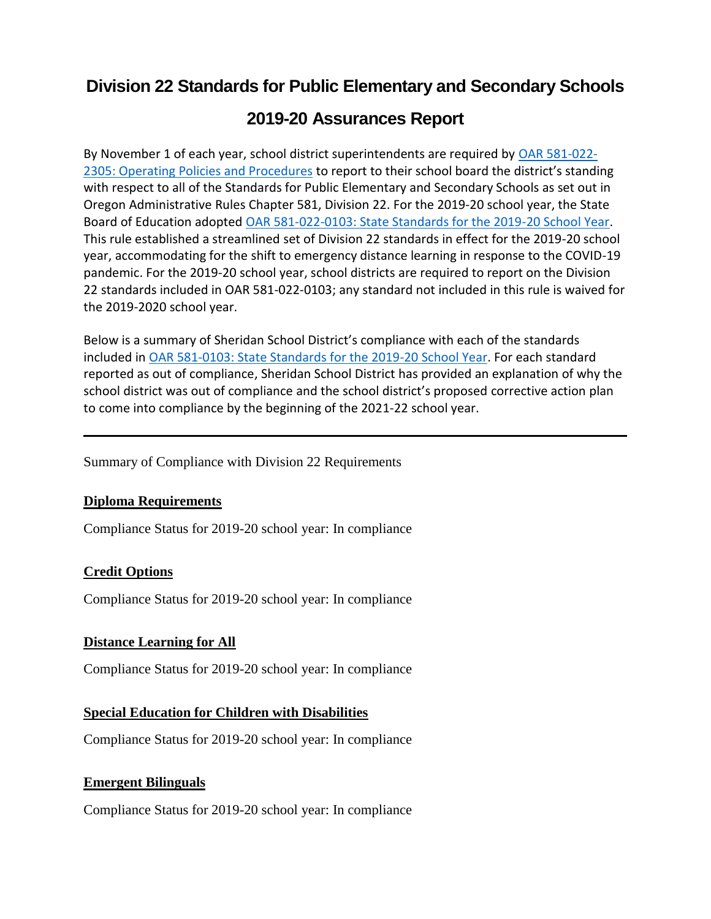# Division 22 Standards for Public Elementary and Secondary Schools

## 2019-20 Assurances Report

By November 1 of each year, school district superintendents are required by [OAR 581-022-2305: Operating Policies and Procedures] to report to their school board the district's standing with respect to all of the Standards for Public Elementary and Secondary Schools as set out in Oregon Administrative Rules Chapter 581, Division 22. For the 2019-20 school year, the State Board of Education adopted [OAR 581-022-0103: State Standards for the 2019-20 School Year]. This rule established a streamlined set of Division 22 standards in effect for the 2019-20 school year, accommodating for the shift to emergency distance learning in response to the COVID-19 pandemic. For the 2019-20 school year, school districts are required to report on the Division 22 standards included in OAR 581-022-0103; any standard not included in this rule is waived for the 2019-2020 school year.

Below is a summary of Sheridan School District's compliance with each of the standards included in [OAR 581-0103: State Standards for the 2019-20 School Year]. For each standard reported as out of compliance, Sheridan School District has provided an explanation of why the school district was out of compliance and the school district's proposed corrective action plan to come into compliance by the beginning of the 2021-22 school year.

---

Summary of Compliance with Division 22 Requirements

**Diploma Requirements**

Compliance Status for 2019-20 school year: In compliance

**Credit Options**

Compliance Status for 2019-20 school year: In compliance

**Distance Learning for All**

Compliance Status for 2019-20 school year: In compliance

**Special Education for Children with Disabilities**

Compliance Status for 2019-20 school year: In compliance

**Emergent Bilinguals**

Compliance Status for 2019-20 school year: In compliance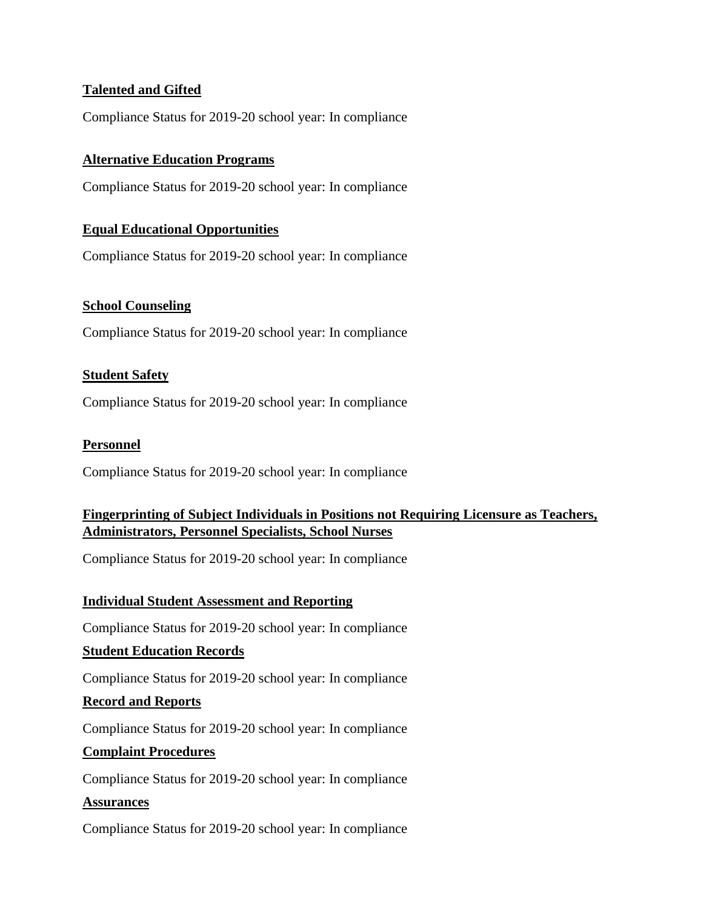**Talented and Gifted**

Compliance Status for 2019-20 school year: In compliance

**Alternative Education Programs**

Compliance Status for 2019-20 school year: In compliance

**Equal Educational Opportunities**

Compliance Status for 2019-20 school year: In compliance

**School Counseling**

Compliance Status for 2019-20 school year: In compliance

**Student Safety**

Compliance Status for 2019-20 school year: In compliance

**Personnel**

Compliance Status for 2019-20 school year: In compliance

**Fingerprinting of Subject Individuals in Positions not Requiring Licensure as Teachers, Administrators, Personnel Specialists, School Nurses**

Compliance Status for 2019-20 school year: In compliance

**Individual Student Assessment and Reporting**

Compliance Status for 2019-20 school year: In compliance

**Student Education Records**

Compliance Status for 2019-20 school year: In compliance

**Record and Reports**

Compliance Status for 2019-20 school year: In compliance

**Complaint Procedures**

Compliance Status for 2019-20 school year: In compliance

**Assurances**

Compliance Status for 2019-20 school year: In compliance